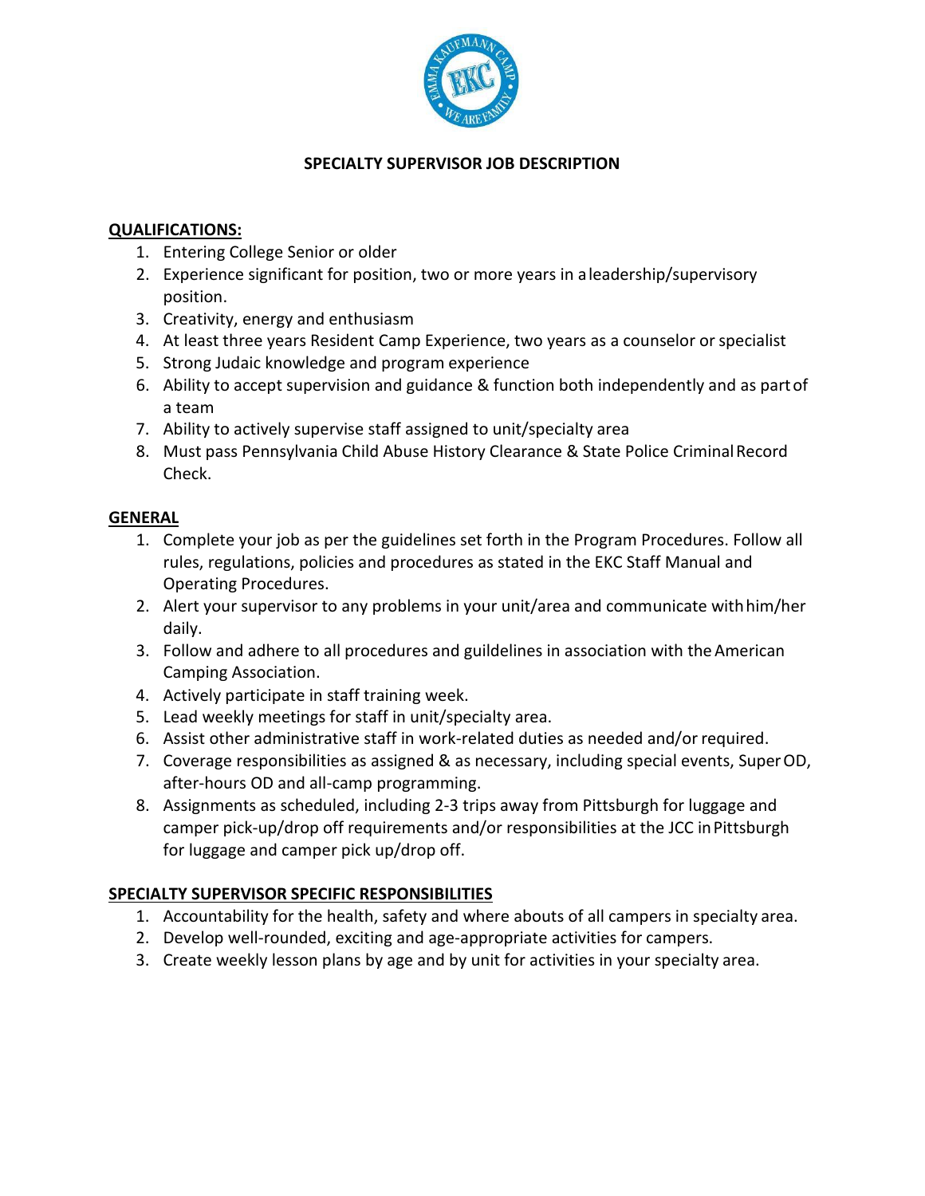# SPECIALTY SUPERVISOR JOB DESCRIPTION

## QUALIFICATIONS:

1. Entering College Senior or older
2. Experience significant for position, two or more years in a leadership/supervisory position.
3. Creativity, energy and enthusiasm
4. At least three years Resident Camp Experience, two years as a counselor or specialist
5. Strong Judaic knowledge and program experience
6. Ability to accept supervision and guidance & function both independently and as part of a team
7. Ability to actively supervise staff assigned to unit/specialty area
8. Must pass Pennsylvania Child Abuse History Clearance & State Police Criminal Record Check.

## GENERAL

1. Complete your job as per the guidelines set forth in the Program Procedures. Follow all rules, regulations, policies and procedures as stated in the EKC Staff Manual and Operating Procedures.
2. Alert your supervisor to any problems in your unit/area and communicate with him/her daily.
3. Follow and adhere to all procedures and guildelines in association with the American Camping Association.
4. Actively participate in staff training week.
5. Lead weekly meetings for staff in unit/specialty area.
6. Assist other administrative staff in work-related duties as needed and/or required.
7. Coverage responsibilities as assigned & as necessary, including special events, Super OD, after-hours OD and all-camp programming.
8. Assignments as scheduled, including 2-3 trips away from Pittsburgh for luggage and camper pick-up/drop off requirements and/or responsibilities at the JCC in Pittsburgh for luggage and camper pick up/drop off.

## SPECIALTY SUPERVISOR SPECIFIC RESPONSIBILITIES

1. Accountability for the health, safety and where abouts of all campers in specialty area.
2. Develop well-rounded, exciting and age-appropriate activities for campers.
3. Create weekly lesson plans by age and by unit for activities in your specialty area.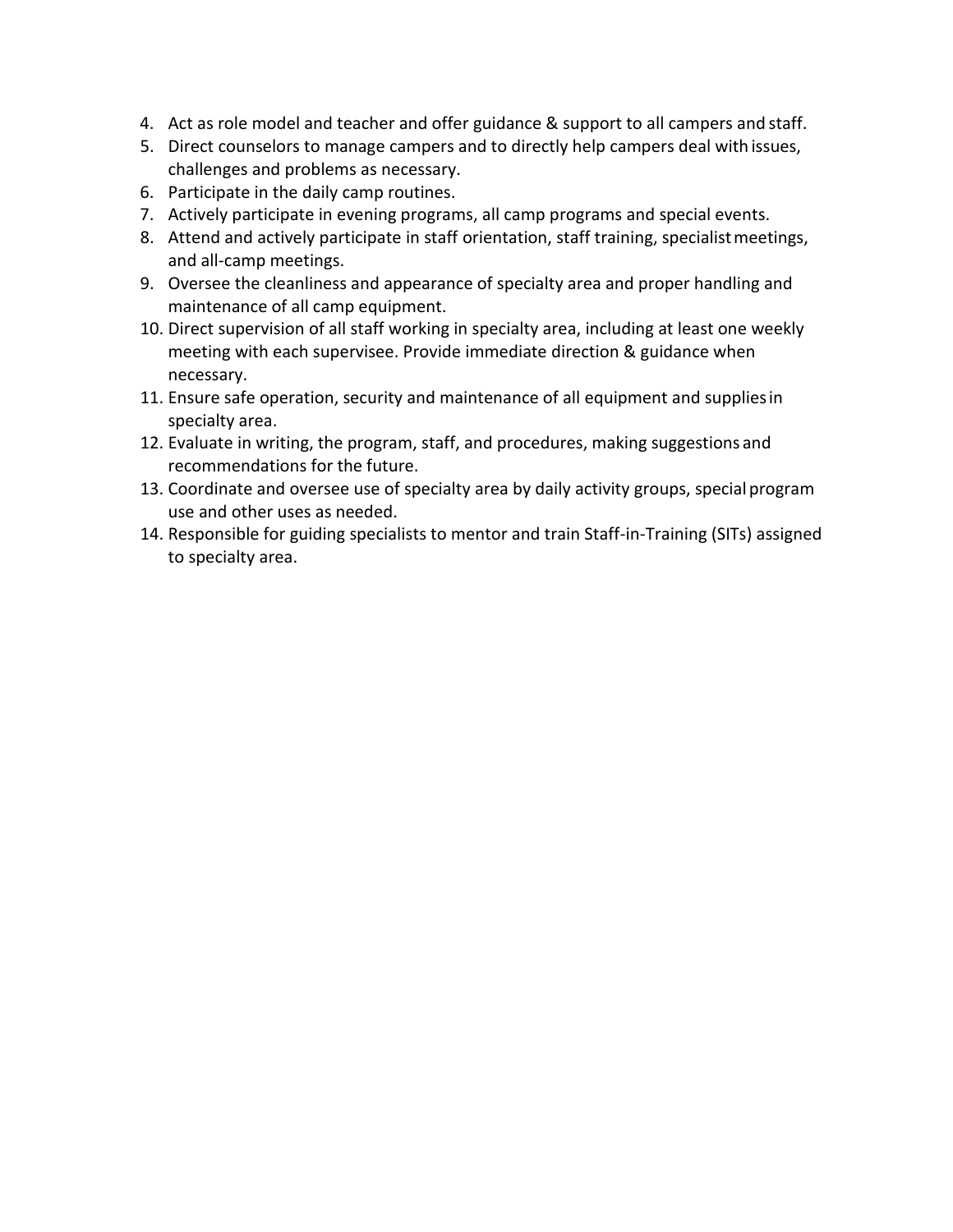4. Act as role model and teacher and offer guidance & support to all campers and staff.
5. Direct counselors to manage campers and to directly help campers deal with issues, challenges and problems as necessary.
6. Participate in the daily camp routines.
7. Actively participate in evening programs, all camp programs and special events.
8. Attend and actively participate in staff orientation, staff training, specialist meetings, and all-camp meetings.
9. Oversee the cleanliness and appearance of specialty area and proper handling and maintenance of all camp equipment.
10. Direct supervision of all staff working in specialty area, including at least one weekly meeting with each supervisee. Provide immediate direction & guidance when necessary.
11. Ensure safe operation, security and maintenance of all equipment and supplies in specialty area.
12. Evaluate in writing, the program, staff, and procedures, making suggestions and recommendations for the future.
13. Coordinate and oversee use of specialty area by daily activity groups, special program use and other uses as needed.
14. Responsible for guiding specialists to mentor and train Staff-in-Training (SITs) assigned to specialty area.